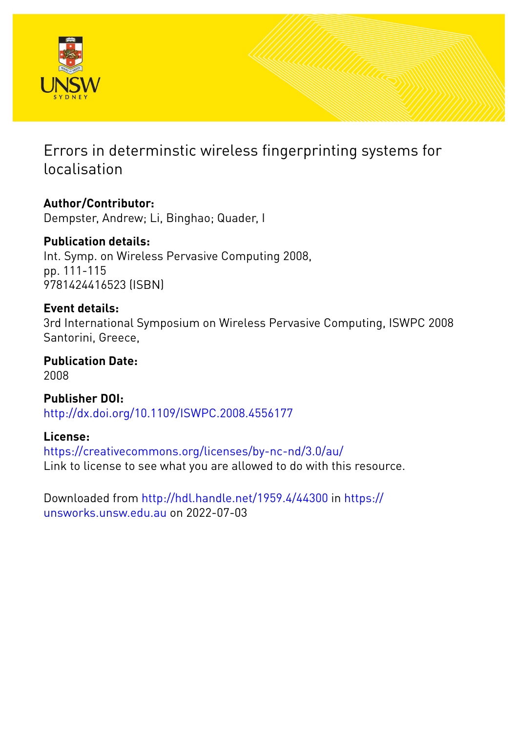# Errors in determinstic wireless fingerprinting systems for localisation

**Author/Contributor:**
Dempster, Andrew; Li, Binghao; Quader, I

**Publication details:**
Int. Symp. on Wireless Pervasive Computing 2008,
pp. 111-115
9781424416523 (ISBN)

**Event details:**
3rd International Symposium on Wireless Pervasive Computing, ISWPC 2008
Santorini, Greece,

**Publication Date:**
2008

**Publisher DOI:**
http://dx.doi.org/10.1109/ISWPC.2008.4556177

**License:**
https://creativecommons.org/licenses/by-nc-nd/3.0/au/
Link to license to see what you are allowed to do with this resource.

Downloaded from http://hdl.handle.net/1959.4/44300 in https://unsworks.unsw.edu.au on 2022-07-03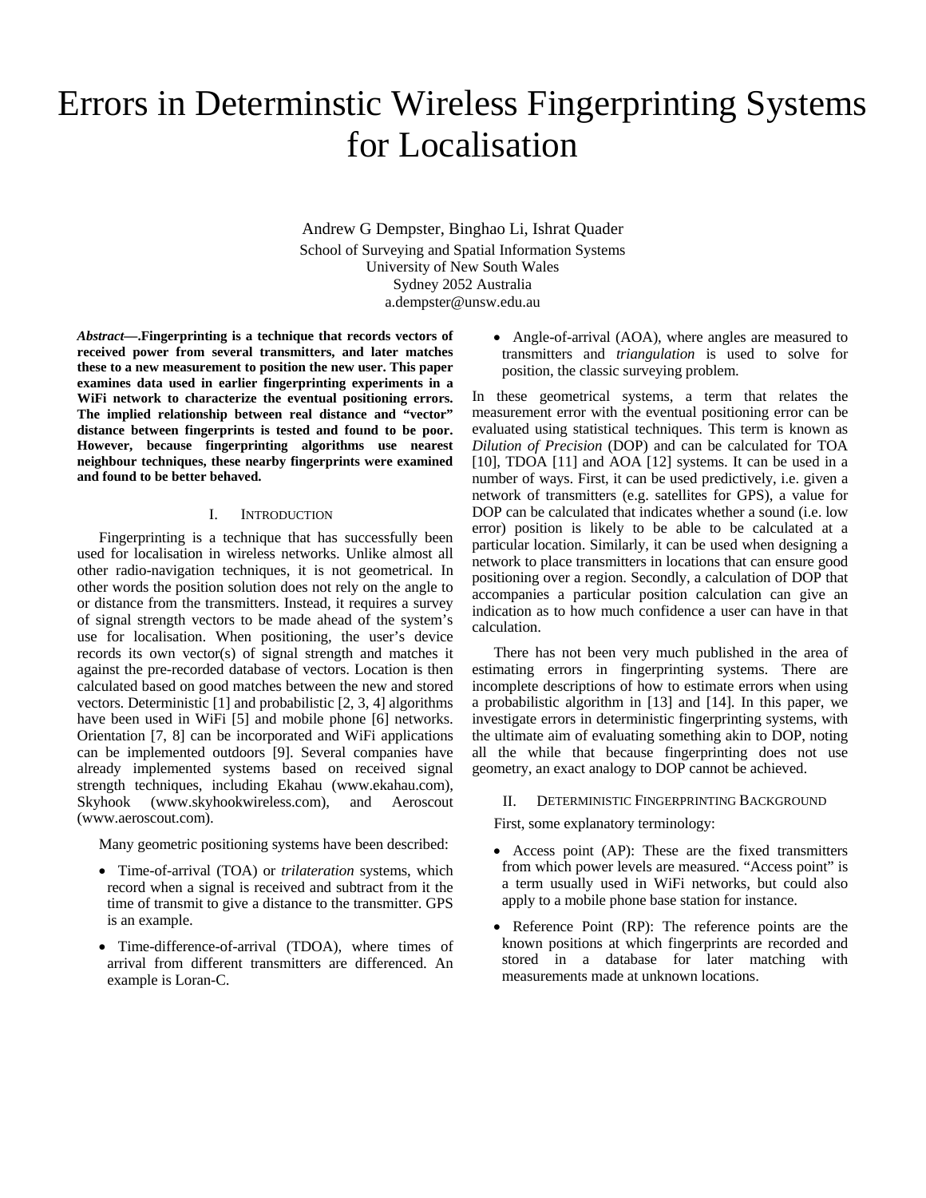# Errors in Determinstic Wireless Fingerprinting Systems for Localisation

Andrew G Dempster, Binghao Li, Ishrat Quader

School of Surveying and Spatial Information Systems
University of New South Wales
Sydney 2052 Australia
a.dempster@unsw.edu.au

***Abstract*—.Fingerprinting is a technique that records vectors of received power from several transmitters, and later matches these to a new measurement to position the new user. This paper examines data used in earlier fingerprinting experiments in a WiFi network to characterize the eventual positioning errors. The implied relationship between real distance and "vector" distance between fingerprints is tested and found to be poor. However, because fingerprinting algorithms use nearest neighbour techniques, these nearby fingerprints were examined and found to be better behaved.**

## I. Introduction

Fingerprinting is a technique that has successfully been used for localisation in wireless networks. Unlike almost all other radio-navigation techniques, it is not geometrical. In other words the position solution does not rely on the angle to or distance from the transmitters. Instead, it requires a survey of signal strength vectors to be made ahead of the system's use for localisation. When positioning, the user's device records its own vector(s) of signal strength and matches it against the pre-recorded database of vectors. Location is then calculated based on good matches between the new and stored vectors. Deterministic [1] and probabilistic [2, 3, 4] algorithms have been used in WiFi [5] and mobile phone [6] networks. Orientation [7, 8] can be incorporated and WiFi applications can be implemented outdoors [9]. Several companies have already implemented systems based on received signal strength techniques, including Ekahau (www.ekahau.com), Skyhook (www.skyhookwireless.com), and Aeroscout (www.aeroscout.com).

Many geometric positioning systems have been described:

- Time-of-arrival (TOA) or *trilateration* systems, which record when a signal is received and subtract from it the time of transmit to give a distance to the transmitter. GPS is an example.
- Time-difference-of-arrival (TDOA), where times of arrival from different transmitters are differenced. An example is Loran-C.
- Angle-of-arrival (AOA), where angles are measured to transmitters and *triangulation* is used to solve for position, the classic surveying problem.

In these geometrical systems, a term that relates the measurement error with the eventual positioning error can be evaluated using statistical techniques. This term is known as *Dilution of Precision* (DOP) and can be calculated for TOA [10], TDOA [11] and AOA [12] systems. It can be used in a number of ways. First, it can be used predictively, i.e. given a network of transmitters (e.g. satellites for GPS), a value for DOP can be calculated that indicates whether a sound (i.e. low error) position is likely to be able to be calculated at a particular location. Similarly, it can be used when designing a network to place transmitters in locations that can ensure good positioning over a region. Secondly, a calculation of DOP that accompanies a particular position calculation can give an indication as to how much confidence a user can have in that calculation.

There has not been very much published in the area of estimating errors in fingerprinting systems. There are incomplete descriptions of how to estimate errors when using a probabilistic algorithm in [13] and [14]. In this paper, we investigate errors in deterministic fingerprinting systems, with the ultimate aim of evaluating something akin to DOP, noting all the while that because fingerprinting does not use geometry, an exact analogy to DOP cannot be achieved.

## II. Deterministic Fingerprinting Background

First, some explanatory terminology:

- Access point (AP): These are the fixed transmitters from which power levels are measured. "Access point" is a term usually used in WiFi networks, but could also apply to a mobile phone base station for instance.
- Reference Point (RP): The reference points are the known positions at which fingerprints are recorded and stored in a database for later matching with measurements made at unknown locations.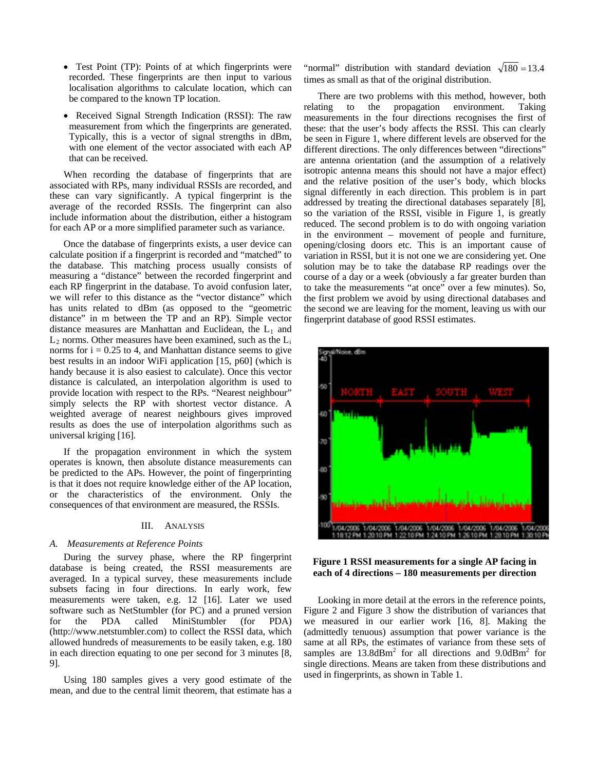- Test Point (TP): Points of at which fingerprints were recorded. These fingerprints are then input to various localisation algorithms to calculate location, which can be compared to the known TP location.
- Received Signal Strength Indication (RSSI): The raw measurement from which the fingerprints are generated. Typically, this is a vector of signal strengths in dBm, with one element of the vector associated with each AP that can be received.

When recording the database of fingerprints that are associated with RPs, many individual RSSIs are recorded, and these can vary significantly. A typical fingerprint is the average of the recorded RSSIs. The fingerprint can also include information about the distribution, either a histogram for each AP or a more simplified parameter such as variance.

Once the database of fingerprints exists, a user device can calculate position if a fingerprint is recorded and "matched" to the database. This matching process usually consists of measuring a "distance" between the recorded fingerprint and each RP fingerprint in the database. To avoid confusion later, we will refer to this distance as the "vector distance" which has units related to dBm (as opposed to the "geometric distance" in m between the TP and an RP). Simple vector distance measures are Manhattan and Euclidean, the $L_1$ and $L_2$ norms. Other measures have been examined, such as the $L_i$ norms for i = 0.25 to 4, and Manhattan distance seems to give best results in an indoor WiFi application [15, p60] (which is handy because it is also easiest to calculate). Once this vector distance is calculated, an interpolation algorithm is used to provide location with respect to the RPs. "Nearest neighbour" simply selects the RP with shortest vector distance. A weighted average of nearest neighbours gives improved results as does the use of interpolation algorithms such as universal kriging [16].

If the propagation environment in which the system operates is known, then absolute distance measurements can be predicted to the APs. However, the point of fingerprinting is that it does not require knowledge either of the AP location, or the characteristics of the environment. Only the consequences of that environment are measured, the RSSIs.

## III. Analysis

### A. Measurements at Reference Points

During the survey phase, where the RP fingerprint database is being created, the RSSI measurements are averaged. In a typical survey, these measurements include subsets facing in four directions. In early work, few measurements were taken, e.g. 12 [16]. Later we used software such as NetStumbler (for PC) and a pruned version for the PDA called MiniStumbler (for PDA) (http://www.netstumbler.com) to collect the RSSI data, which allowed hundreds of measurements to be easily taken, e.g. 180 in each direction equating to one per second for 3 minutes [8, 9].

Using 180 samples gives a very good estimate of the mean, and due to the central limit theorem, that estimate has a "normal" distribution with standard deviation $\sqrt{180} = 13.4$ times as small as that of the original distribution.

There are two problems with this method, however, both relating to the propagation environment. Taking measurements in the four directions recognises the first of these: that the user's body affects the RSSI. This can clearly be seen in Figure 1, where different levels are observed for the different directions. The only differences between "directions" are antenna orientation (and the assumption of a relatively isotropic antenna means this should not have a major effect) and the relative position of the user's body, which blocks signal differently in each direction. This problem is in part addressed by treating the directional databases separately [8], so the variation of the RSSI, visible in Figure 1, is greatly reduced. The second problem is to do with ongoing variation in the environment – movement of people and furniture, opening/closing doors etc. This is an important cause of variation in RSSI, but it is not one we are considering yet. One solution may be to take the database RP readings over the course of a day or a week (obviously a far greater burden than to take the measurements "at once" over a few minutes). So, the first problem we avoid by using directional databases and the second we are leaving for the moment, leaving us with our fingerprint database of good RSSI estimates.

Signal/Noise, dBm
-40
-50
-60
-70
-80
-90
-100
NORTH EAST SOUTH WEST
1/04/2006 1:18:12 PM 1/04/2006 1:20:10 PM 1/04/2006 1:22:10 PM 1/04/2006 1:24:10 PM 1/04/2006 1:26:10 PM 1/04/2006 1:28:10 PM 1/04/2006 1:30:10 PM

**Figure 1 RSSI measurements for a single AP facing in each of 4 directions – 180 measurements per direction**

Looking in more detail at the errors in the reference points, Figure 2 and Figure 3 show the distribution of variances that we measured in our earlier work [16, 8]. Making the (admittedly tenuous) assumption that power variance is the same at all RPs, the estimates of variance from these sets of samples are 13.8dBm$^2$ for all directions and 9.0dBm$^2$ for single directions. Means are taken from these distributions and used in fingerprints, as shown in Table 1.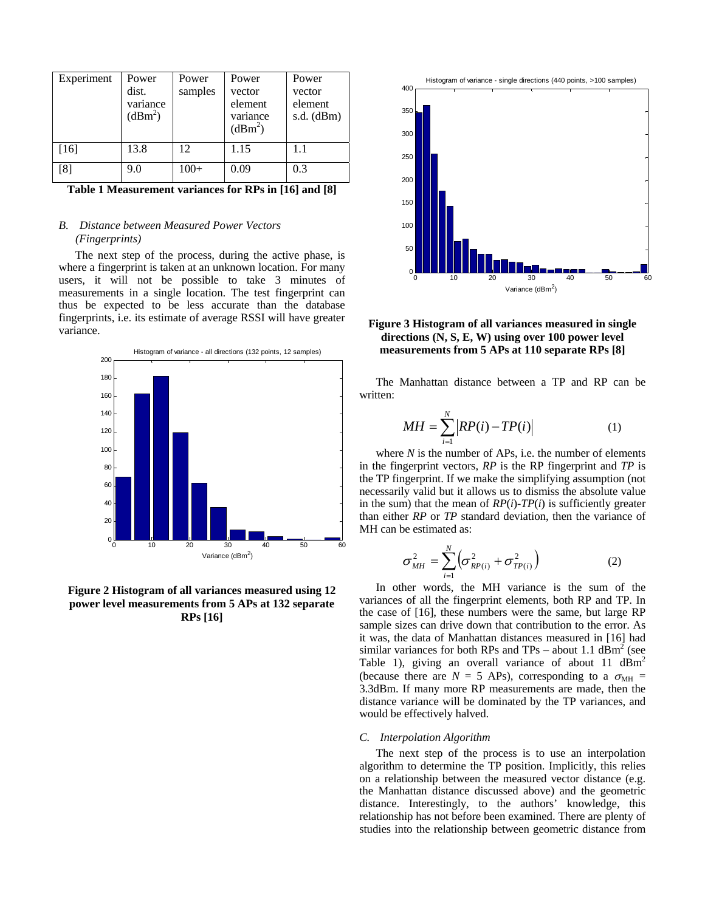| Experiment | Power dist. variance ($dBm^2$) | Power samples | Power vector element variance ($dBm^2$) | Power vector element s.d. (dBm) |
|---|---|---|---|---|
| [16] | 13.8 | 12 | 1.15 | 1.1 |
| [8] | 9.0 | 100+ | 0.09 | 0.3 |

**Table 1 Measurement variances for RPs in [16] and [8]**

### *B. Distance between Measured Power Vectors (Fingerprints)*

The next step of the process, during the active phase, is where a fingerprint is taken at an unknown location. For many users, it will not be possible to take 3 minutes of measurements in a single location. The test fingerprint can thus be expected to be less accurate than the database fingerprints, i.e. its estimate of average RSSI will have greater variance.

**Figure 2 Histogram of all variances measured using 12 power level measurements from 5 APs at 132 separate RPs [16]**

**Figure 3 Histogram of all variances measured in single directions (N, S, E, W) using over 100 power level measurements from 5 APs at 110 separate RPs [8]**

The Manhattan distance between a TP and RP can be written:

$$MH = \sum_{i=1}^{N} \left| RP(i) - TP(i) \right| \qquad (1)$$

where $N$ is the number of APs, i.e. the number of elements in the fingerprint vectors, $RP$ is the RP fingerprint and $TP$ is the TP fingerprint. If we make the simplifying assumption (not necessarily valid but it allows us to dismiss the absolute value in the sum) that the mean of $RP(i)$-$TP(i)$ is sufficiently greater than either $RP$ or $TP$ standard deviation, then the variance of MH can be estimated as:

$$\sigma_{MH}^2 = \sum_{i=1}^{N} \left( \sigma_{RP(i)}^2 + \sigma_{TP(i)}^2 \right) \qquad (2)$$

In other words, the MH variance is the sum of the variances of all the fingerprint elements, both RP and TP. In the case of [16], these numbers were the same, but large RP sample sizes can drive down that contribution to the error. As it was, the data of Manhattan distances measured in [16] had similar variances for both RPs and TPs – about 1.1 $dBm^2$ (see Table 1), giving an overall variance of about 11 $dBm^2$ (because there are $N$ = 5 APs), corresponding to a $\sigma_{MH}$ = 3.3dBm. If many more RP measurements are made, then the distance variance will be dominated by the TP variances, and would be effectively halved.

### *C. Interpolation Algorithm*

The next step of the process is to use an interpolation algorithm to determine the TP position. Implicitly, this relies on a relationship between the measured vector distance (e.g. the Manhattan distance discussed above) and the geometric distance. Interestingly, to the authors' knowledge, this relationship has not before been examined. There are plenty of studies into the relationship between geometric distance from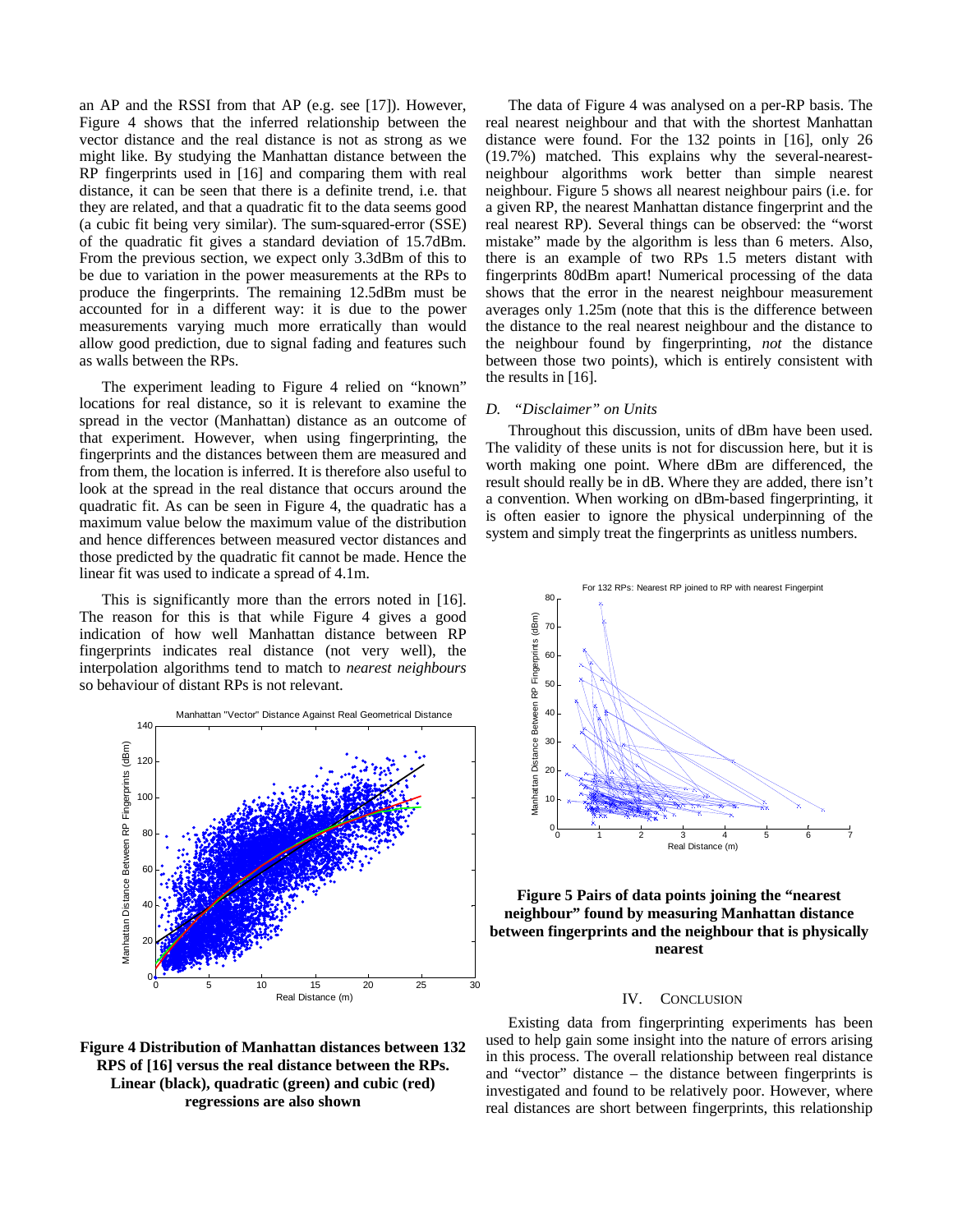an AP and the RSSI from that AP (e.g. see [17]). However, Figure 4 shows that the inferred relationship between the vector distance and the real distance is not as strong as we might like. By studying the Manhattan distance between the RP fingerprints used in [16] and comparing them with real distance, it can be seen that there is a definite trend, i.e. that they are related, and that a quadratic fit to the data seems good (a cubic fit being very similar). The sum-squared-error (SSE) of the quadratic fit gives a standard deviation of 15.7dBm. From the previous section, we expect only 3.3dBm of this to be due to variation in the power measurements at the RPs to produce the fingerprints. The remaining 12.5dBm must be accounted for in a different way: it is due to the power measurements varying much more erratically than would allow good prediction, due to signal fading and features such as walls between the RPs.

The experiment leading to Figure 4 relied on "known" locations for real distance, so it is relevant to examine the spread in the vector (Manhattan) distance as an outcome of that experiment. However, when using fingerprinting, the fingerprints and the distances between them are measured and from them, the location is inferred. It is therefore also useful to look at the spread in the real distance that occurs around the quadratic fit. As can be seen in Figure 4, the quadratic has a maximum value below the maximum value of the distribution and hence differences between measured vector distances and those predicted by the quadratic fit cannot be made. Hence the linear fit was used to indicate a spread of 4.1m.

This is significantly more than the errors noted in [16]. The reason for this is that while Figure 4 gives a good indication of how well Manhattan distance between RP fingerprints indicates real distance (not very well), the interpolation algorithms tend to match to *nearest neighbours* so behaviour of distant RPs is not relevant.

**Figure 4 Distribution of Manhattan distances between 132 RPS of [16] versus the real distance between the RPs. Linear (black), quadratic (green) and cubic (red) regressions are also shown**

The data of Figure 4 was analysed on a per-RP basis. The real nearest neighbour and that with the shortest Manhattan distance were found. For the 132 points in [16], only 26 (19.7%) matched. This explains why the several-nearest-neighbour algorithms work better than simple nearest neighbour. Figure 5 shows all nearest neighbour pairs (i.e. for a given RP, the nearest Manhattan distance fingerprint and the real nearest RP). Several things can be observed: the "worst mistake" made by the algorithm is less than 6 meters. Also, there is an example of two RPs 1.5 meters distant with fingerprints 80dBm apart! Numerical processing of the data shows that the error in the nearest neighbour measurement averages only 1.25m (note that this is the difference between the distance to the real nearest neighbour and the distance to the neighbour found by fingerprinting, *not* the distance between those two points), which is entirely consistent with the results in [16].

### *D. "Disclaimer" on Units*

Throughout this discussion, units of dBm have been used. The validity of these units is not for discussion here, but it is worth making one point. Where dBm are differenced, the result should really be in dB. Where they are added, there isn't a convention. When working on dBm-based fingerprinting, it is often easier to ignore the physical underpinning of the system and simply treat the fingerprints as unitless numbers.

**Figure 5 Pairs of data points joining the "nearest neighbour" found by measuring Manhattan distance between fingerprints and the neighbour that is physically nearest**

## IV. CONCLUSION

Existing data from fingerprinting experiments has been used to help gain some insight into the nature of errors arising in this process. The overall relationship between real distance and "vector" distance – the distance between fingerprints is investigated and found to be relatively poor. However, where real distances are short between fingerprints, this relationship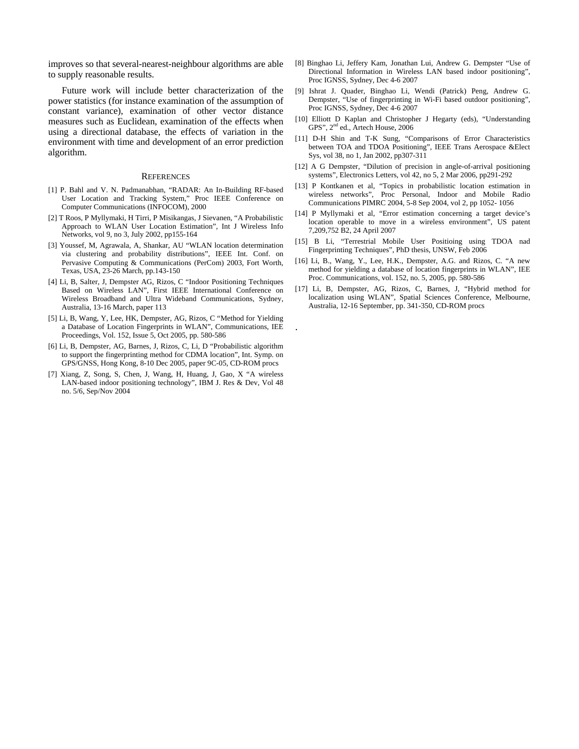improves so that several-nearest-neighbour algorithms are able to supply reasonable results.

Future work will include better characterization of the power statistics (for instance examination of the assumption of constant variance), examination of other vector distance measures such as Euclidean, examination of the effects when using a directional database, the effects of variation in the environment with time and development of an error prediction algorithm.

## References

[1] P. Bahl and V. N. Padmanabhan, "RADAR: An In-Building RF-based User Location and Tracking System," Proc IEEE Conference on Computer Communications (INFOCOM), 2000

[2] T Roos, P Myllymaki, H Tirri, P Misikangas, J Sievanen, "A Probabilistic Approach to WLAN User Location Estimation", Int J Wireless Info Networks, vol 9, no 3, July 2002, pp155-164

[3] Youssef, M, Agrawala, A, Shankar, AU "WLAN location determination via clustering and probability distributions", IEEE Int. Conf. on Pervasive Computing & Communications (PerCom) 2003, Fort Worth, Texas, USA, 23-26 March, pp.143-150

[4] Li, B, Salter, J, Dempster AG, Rizos, C "Indoor Positioning Techniques Based on Wireless LAN", First IEEE International Conference on Wireless Broadband and Ultra Wideband Communications, Sydney, Australia, 13-16 March, paper 113

[5] Li, B, Wang, Y, Lee, HK, Dempster, AG, Rizos, C "Method for Yielding a Database of Location Fingerprints in WLAN", Communications, IEE Proceedings, Vol. 152, Issue 5, Oct 2005, pp. 580-586

[6] Li, B, Dempster, AG, Barnes, J, Rizos, C, Li, D "Probabilistic algorithm to support the fingerprinting method for CDMA location", Int. Symp. on GPS/GNSS, Hong Kong, 8-10 Dec 2005, paper 9C-05, CD-ROM procs

[7] Xiang, Z, Song, S, Chen, J, Wang, H, Huang, J, Gao, X "A wireless LAN-based indoor positioning technology", IBM J. Res & Dev, Vol 48 no. 5/6, Sep/Nov 2004

[8] Binghao Li, Jeffery Kam, Jonathan Lui, Andrew G. Dempster "Use of Directional Information in Wireless LAN based indoor positioning", Proc IGNSS, Sydney, Dec 4-6 2007

[9] Ishrat J. Quader, Binghao Li, Wendi (Patrick) Peng, Andrew G. Dempster, "Use of fingerprinting in Wi-Fi based outdoor positioning", Proc IGNSS, Sydney, Dec 4-6 2007

[10] Elliott D Kaplan and Christopher J Hegarty (eds), "Understanding GPS", 2nd ed., Artech House, 2006

[11] D-H Shin and T-K Sung, "Comparisons of Error Characteristics between TOA and TDOA Positioning", IEEE Trans Aerospace &Elect Sys, vol 38, no 1, Jan 2002, pp307-311

[12] A G Dempster, "Dilution of precision in angle-of-arrival positioning systems", Electronics Letters, vol 42, no 5, 2 Mar 2006, pp291-292

[13] P Kontkanen et al, "Topics in probabilistic location estimation in wireless networks", Proc Personal, Indoor and Mobile Radio Communications PIMRC 2004, 5-8 Sep 2004, vol 2, pp 1052- 1056

[14] P Myllymaki et al, "Error estimation concerning a target device's location operable to move in a wireless environment", US patent 7,209,752 B2, 24 April 2007

[15] B Li, "Terrestrial Mobile User Positioing using TDOA nad Fingerprinting Techniques", PhD thesis, UNSW, Feb 2006

[16] Li, B., Wang, Y., Lee, H.K., Dempster, A.G. and Rizos, C. "A new method for yielding a database of location fingerprints in WLAN", IEE Proc. Communications, vol. 152, no. 5, 2005, pp. 580-586

[17] Li, B, Dempster, AG, Rizos, C, Barnes, J, "Hybrid method for localization using WLAN", Spatial Sciences Conference, Melbourne, Australia, 12-16 September, pp. 341-350, CD-ROM procs